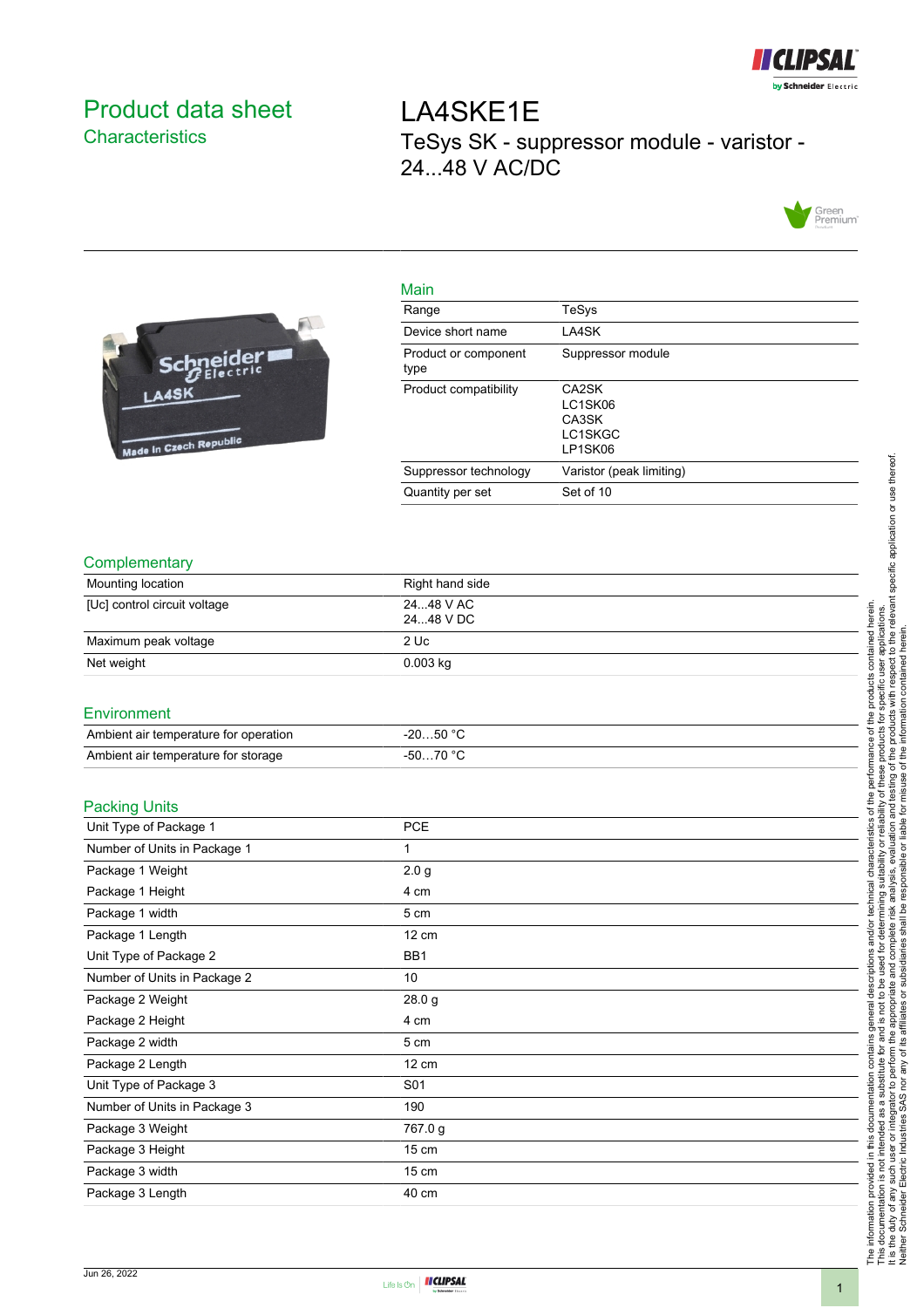# Product data sheet

## Characteristics

# LA4SKE1E

TeSys SK - suppressor module - varistor - 24...48 V AC/DC

## Main

| | |
|---|---|
| Range | TeSys |
| Device short name | LA4SK |
| Product or component type | Suppressor module |
| Product compatibility | CA2SK<br>LC1SK06<br>CA3SK<br>LC1SKGC<br>LP1SK06 |
| Suppressor technology | Varistor (peak limiting) |
| Quantity per set | Set of 10 |

## Complementary

| | |
|---|---|
| Mounting location | Right hand side |
| [Uc] control circuit voltage | 24...48 V AC<br>24...48 V DC |
| Maximum peak voltage | 2 Uc |
| Net weight | 0.003 kg |

## Environment

| | |
|---|---|
| Ambient air temperature for operation | -20…50 °C |
| Ambient air temperature for storage | -50…70 °C |

## Packing Units

| | |
|---|---|
| Unit Type of Package 1 | PCE |
| Number of Units in Package 1 | 1 |
| Package 1 Weight | 2.0 g |
| Package 1 Height | 4 cm |
| Package 1 width | 5 cm |
| Package 1 Length | 12 cm |
| Unit Type of Package 2 | BB1 |
| Number of Units in Package 2 | 10 |
| Package 2 Weight | 28.0 g |
| Package 2 Height | 4 cm |
| Package 2 width | 5 cm |
| Package 2 Length | 12 cm |
| Unit Type of Package 3 | S01 |
| Number of Units in Package 3 | 190 |
| Package 3 Weight | 767.0 g |
| Package 3 Height | 15 cm |
| Package 3 width | 15 cm |
| Package 3 Length | 40 cm |

The information provided in this documentation contains general descriptions and/or technical characteristics of the performance of the products contained herein. This documentation is not intended as a substitute for and is not to be used for determining suitability or reliability of these products for specific user applications. It is the duty of any such user or integrator to perform the appropriate and complete risk analysis, evaluation and testing of the products with respect to the relevant specific application or use thereof. Neither Schneider Electric Industries SAS nor any of its affiliates or subsidiaries shall be responsible or liable for misuse of the information contained herein.

Jun 26, 2022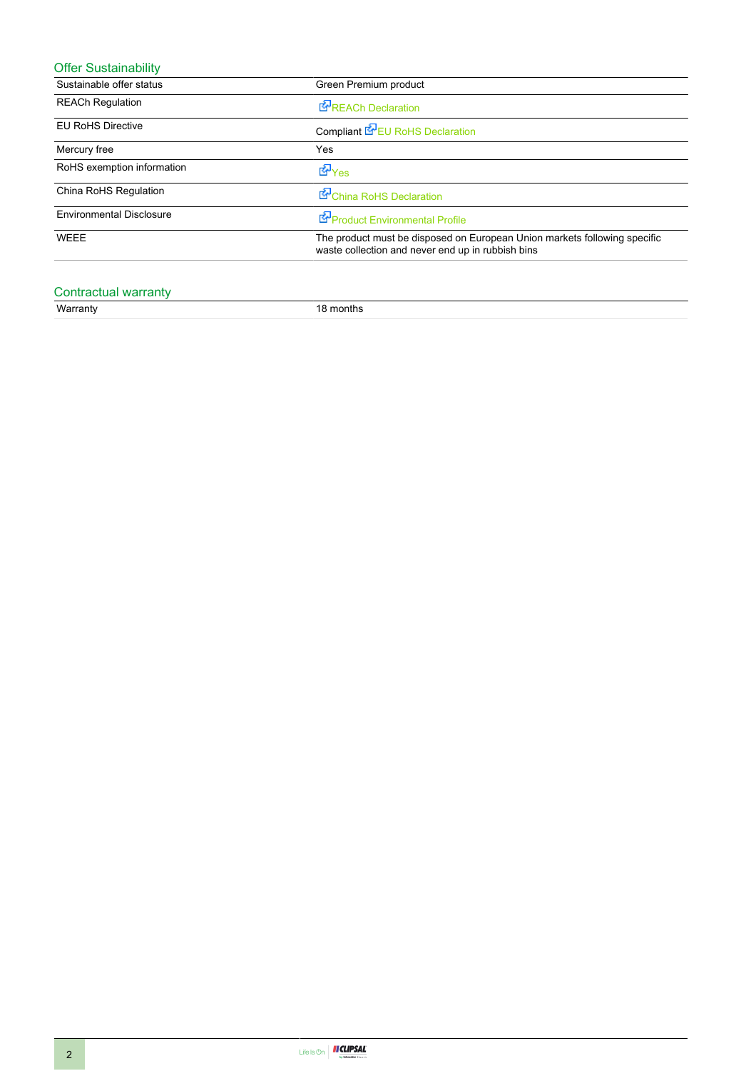## Offer Sustainability

| | |
|---|---|
| Sustainable offer status | Green Premium product |
| REACh Regulation | REACh Declaration |
| EU RoHS Directive | Compliant EU RoHS Declaration |
| Mercury free | Yes |
| RoHS exemption information | Yes |
| China RoHS Regulation | China RoHS Declaration |
| Environmental Disclosure | Product Environmental Profile |
| WEEE | The product must be disposed on European Union markets following specific waste collection and never end up in rubbish bins |

## Contractual warranty

| | |
|---|---|
| Warranty | 18 months |